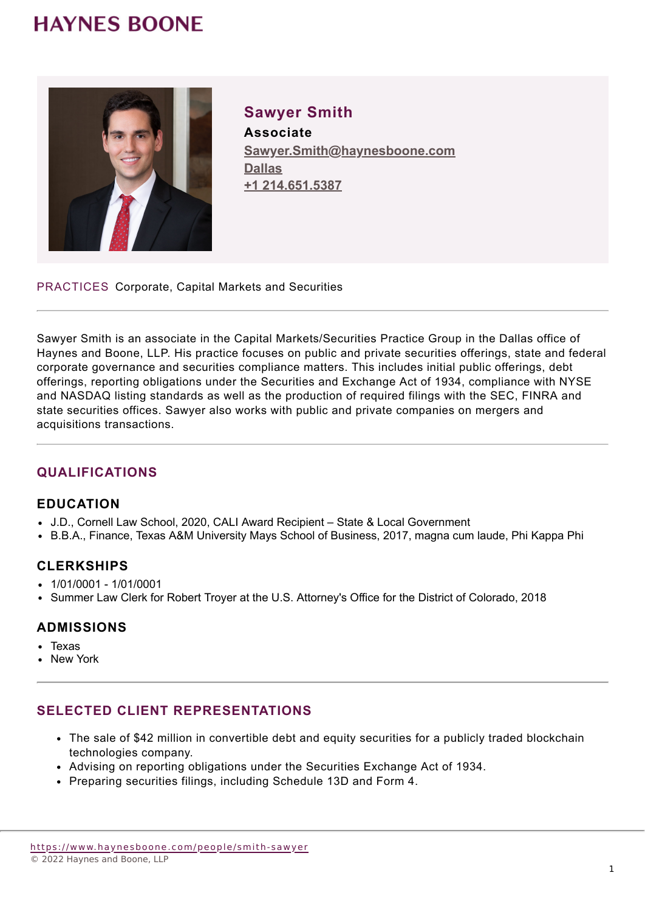HAYNES BOONE

## Sawyer Smith

**Associate**

Sawyer.Smith@haynesboone.com

Dallas

+1 214.651.5387

PRACTICES Corporate, Capital Markets and Securities

Sawyer Smith is an associate in the Capital Markets/Securities Practice Group in the Dallas office of Haynes and Boone, LLP. His practice focuses on public and private securities offerings, state and federal corporate governance and securities compliance matters. This includes initial public offerings, debt offerings, reporting obligations under the Securities and Exchange Act of 1934, compliance with NYSE and NASDAQ listing standards as well as the production of required filings with the SEC, FINRA and state securities offices. Sawyer also works with public and private companies on mergers and acquisitions transactions.

## QUALIFICATIONS

### EDUCATION

- J.D., Cornell Law School, 2020, CALI Award Recipient – State & Local Government
- B.B.A., Finance, Texas A&M University Mays School of Business, 2017, magna cum laude, Phi Kappa Phi

### CLERKSHIPS

- 1/01/0001 - 1/01/0001
- Summer Law Clerk for Robert Troyer at the U.S. Attorney's Office for the District of Colorado, 2018

### ADMISSIONS

- Texas
- New York

## SELECTED CLIENT REPRESENTATIONS

- The sale of $42 million in convertible debt and equity securities for a publicly traded blockchain technologies company.
- Advising on reporting obligations under the Securities Exchange Act of 1934.
- Preparing securities filings, including Schedule 13D and Form 4.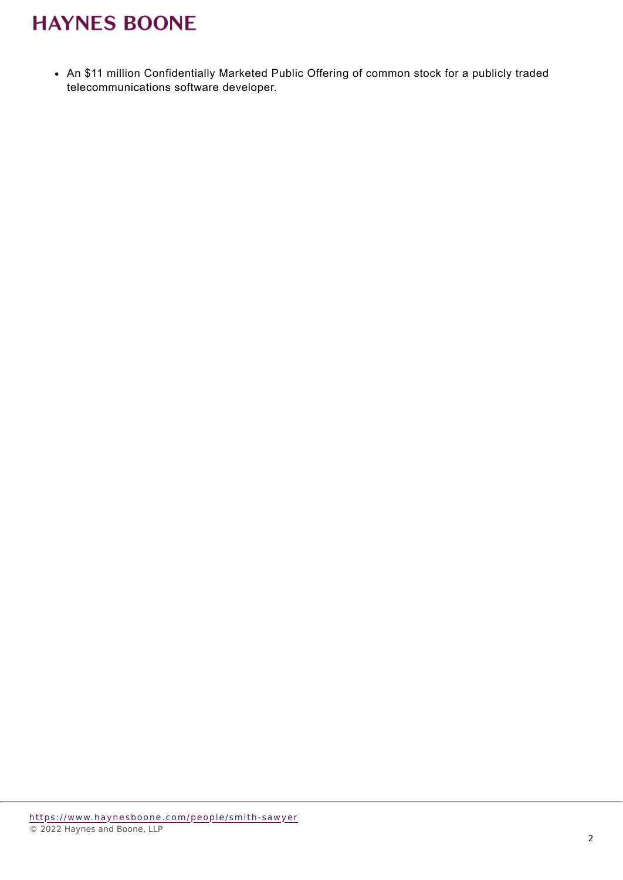- An $11 million Confidentially Marketed Public Offering of common stock for a publicly traded telecommunications software developer.